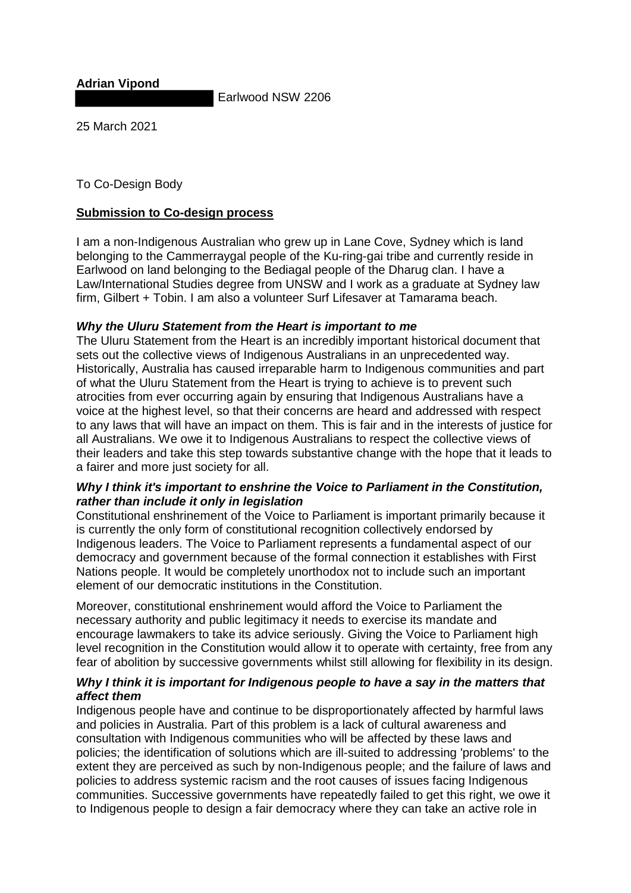**Adrian Vipond**

Earlwood NSW 2206

25 March 2021

To Co-Design Body

**<u>Submission to Co-design process</u>**

I am a non-Indigenous Australian who grew up in Lane Cove, Sydney which is land belonging to the Cammerraygal people of the Ku-ring-gai tribe and currently reside in Earlwood on land belonging to the Bediagal people of the Dharug clan. I have a Law/International Studies degree from UNSW and I work as a graduate at Sydney law firm, Gilbert + Tobin. I am also a volunteer Surf Lifesaver at Tamarama beach.

***Why the Uluru Statement from the Heart is important to me***

The Uluru Statement from the Heart is an incredibly important historical document that sets out the collective views of Indigenous Australians in an unprecedented way. Historically, Australia has caused irreparable harm to Indigenous communities and part of what the Uluru Statement from the Heart is trying to achieve is to prevent such atrocities from ever occurring again by ensuring that Indigenous Australians have a voice at the highest level, so that their concerns are heard and addressed with respect to any laws that will have an impact on them. This is fair and in the interests of justice for all Australians. We owe it to Indigenous Australians to respect the collective views of their leaders and take this step towards substantive change with the hope that it leads to a fairer and more just society for all.

***Why I think it's important to enshrine the Voice to Parliament in the Constitution, rather than include it only in legislation***

Constitutional enshrinement of the Voice to Parliament is important primarily because it is currently the only form of constitutional recognition collectively endorsed by Indigenous leaders. The Voice to Parliament represents a fundamental aspect of our democracy and government because of the formal connection it establishes with First Nations people. It would be completely unorthodox not to include such an important element of our democratic institutions in the Constitution.

Moreover, constitutional enshrinement would afford the Voice to Parliament the necessary authority and public legitimacy it needs to exercise its mandate and encourage lawmakers to take its advice seriously. Giving the Voice to Parliament high level recognition in the Constitution would allow it to operate with certainty, free from any fear of abolition by successive governments whilst still allowing for flexibility in its design.

***Why I think it is important for Indigenous people to have a say in the matters that affect them***

Indigenous people have and continue to be disproportionately affected by harmful laws and policies in Australia. Part of this problem is a lack of cultural awareness and consultation with Indigenous communities who will be affected by these laws and policies; the identification of solutions which are ill-suited to addressing 'problems' to the extent they are perceived as such by non-Indigenous people; and the failure of laws and policies to address systemic racism and the root causes of issues facing Indigenous communities. Successive governments have repeatedly failed to get this right, we owe it to Indigenous people to design a fair democracy where they can take an active role in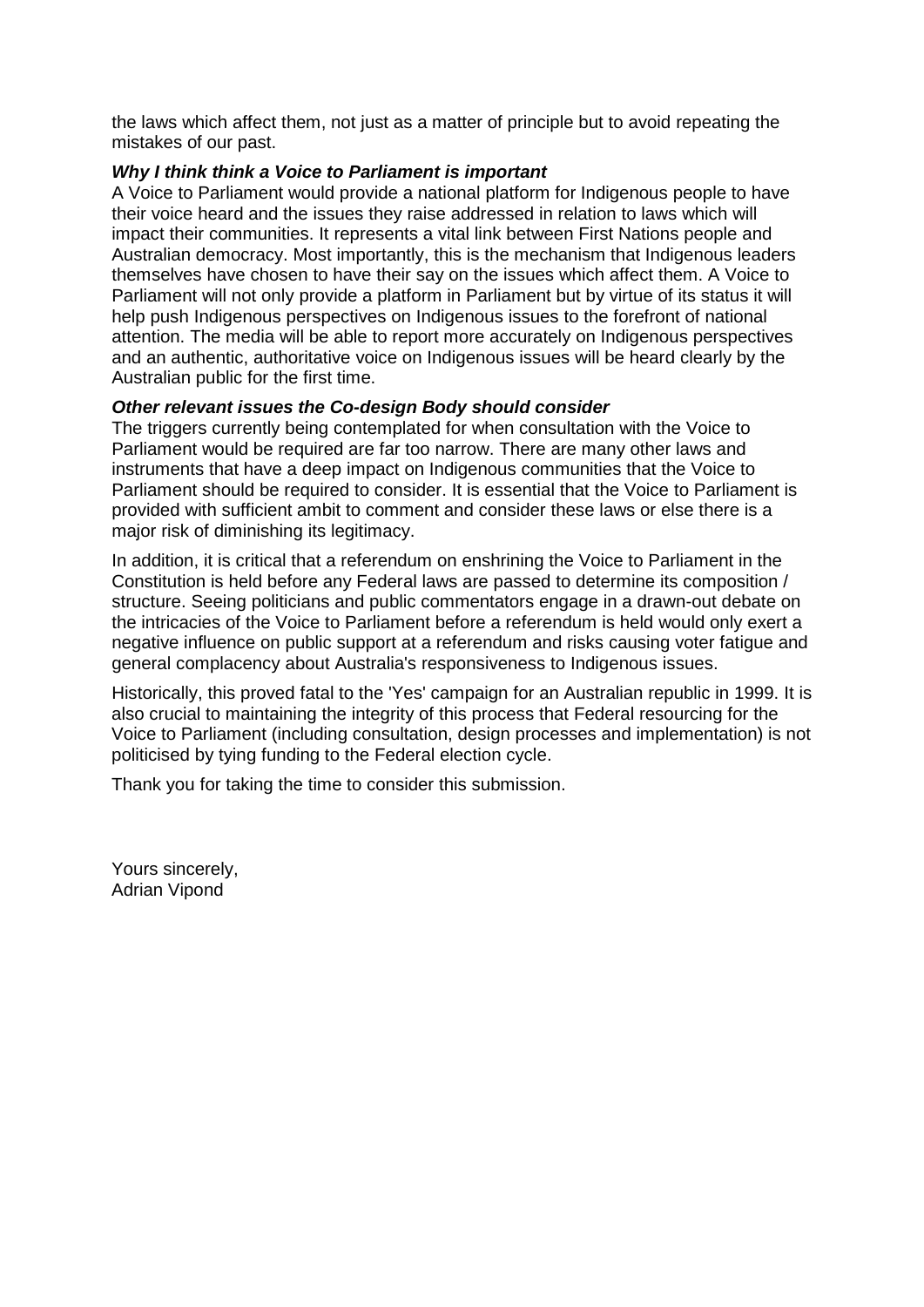the laws which affect them, not just as a matter of principle but to avoid repeating the mistakes of our past.

***Why I think think a Voice to Parliament is important***

A Voice to Parliament would provide a national platform for Indigenous people to have their voice heard and the issues they raise addressed in relation to laws which will impact their communities. It represents a vital link between First Nations people and Australian democracy. Most importantly, this is the mechanism that Indigenous leaders themselves have chosen to have their say on the issues which affect them. A Voice to Parliament will not only provide a platform in Parliament but by virtue of its status it will help push Indigenous perspectives on Indigenous issues to the forefront of national attention. The media will be able to report more accurately on Indigenous perspectives and an authentic, authoritative voice on Indigenous issues will be heard clearly by the Australian public for the first time.

***Other relevant issues the Co-design Body should consider***

The triggers currently being contemplated for when consultation with the Voice to Parliament would be required are far too narrow. There are many other laws and instruments that have a deep impact on Indigenous communities that the Voice to Parliament should be required to consider. It is essential that the Voice to Parliament is provided with sufficient ambit to comment and consider these laws or else there is a major risk of diminishing its legitimacy.

In addition, it is critical that a referendum on enshrining the Voice to Parliament in the Constitution is held before any Federal laws are passed to determine its composition / structure. Seeing politicians and public commentators engage in a drawn-out debate on the intricacies of the Voice to Parliament before a referendum is held would only exert a negative influence on public support at a referendum and risks causing voter fatigue and general complacency about Australia's responsiveness to Indigenous issues.

Historically, this proved fatal to the 'Yes' campaign for an Australian republic in 1999. It is also crucial to maintaining the integrity of this process that Federal resourcing for the Voice to Parliament (including consultation, design processes and implementation) is not politicised by tying funding to the Federal election cycle.

Thank you for taking the time to consider this submission.

Yours sincerely,
Adrian Vipond